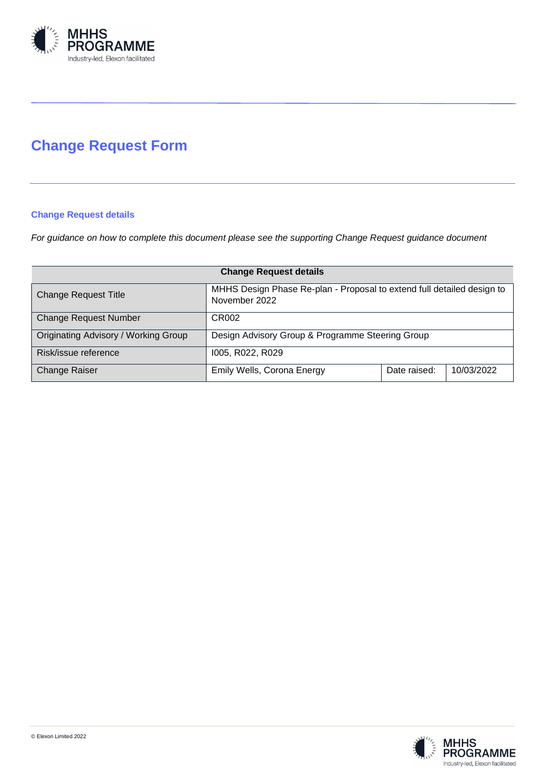# Change Request Form

## Change Request details

*For guidance on how to complete this document please see the supporting Change Request guidance document*

| Change Request details | | | |
|---|---|---|---|
| Change Request Title | MHHS Design Phase Re-plan - Proposal to extend full detailed design to November 2022 | | |
| Change Request Number | CR002 | | |
| Originating Advisory / Working Group | Design Advisory Group & Programme Steering Group | | |
| Risk/issue reference | I005, R022, R029 | | |
| Change Raiser | Emily Wells, Corona Energy | Date raised: | 10/03/2022 |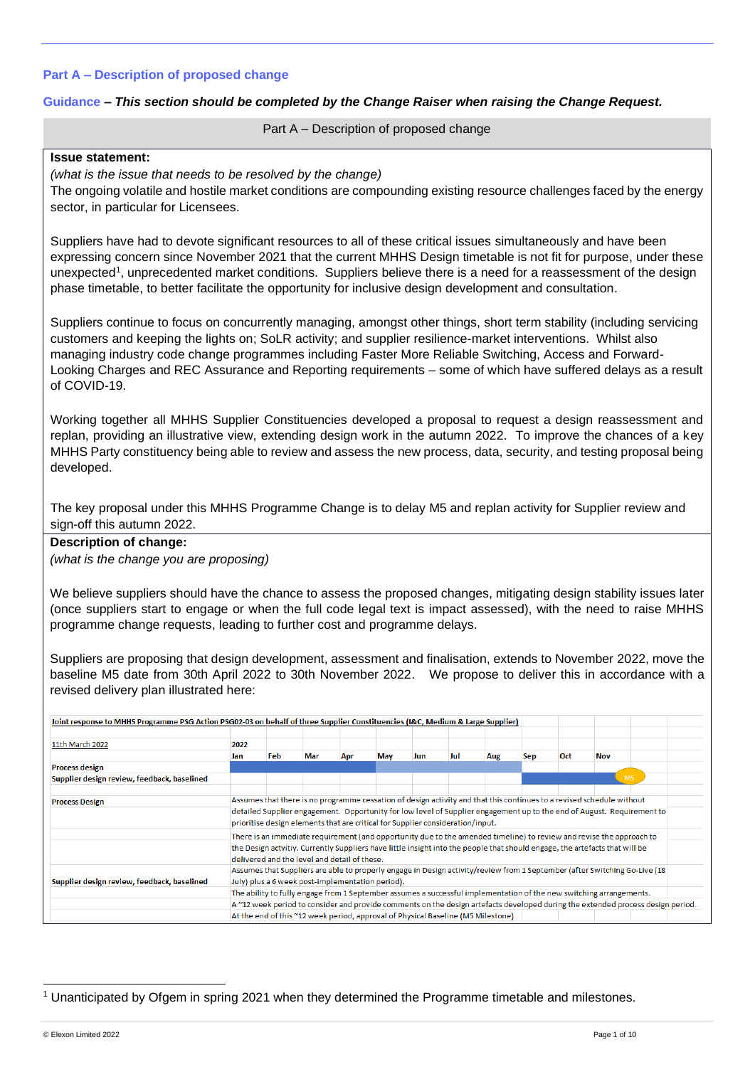## Part A – Description of proposed change

**Guidance** – ***This section should be completed by the Change Raiser when raising the Change Request.***

| Part A – Description of proposed change |
|---|
| **Issue statement:**<br>*(what is the issue that needs to be resolved by the change)*<br>The ongoing volatile and hostile market conditions are compounding existing resource challenges faced by the energy sector, in particular for Licensees.<br><br>Suppliers have had to devote significant resources to all of these critical issues simultaneously and have been expressing concern since November 2021 that the current MHHS Design timetable is not fit for purpose, under these unexpected[1], unprecedented market conditions. Suppliers believe there is a need for a reassessment of the design phase timetable, to better facilitate the opportunity for inclusive design development and consultation.<br><br>Suppliers continue to focus on concurrently managing, amongst other things, short term stability (including servicing customers and keeping the lights on; SoLR activity; and supplier resilience-market interventions. Whilst also managing industry code change programmes including Faster More Reliable Switching, Access and Forward-Looking Charges and REC Assurance and Reporting requirements – some of which have suffered delays as a result of COVID-19.<br><br>Working together all MHHS Supplier Constituencies developed a proposal to request a design reassessment and replan, providing an illustrative view, extending design work in the autumn 2022. To improve the chances of a key MHHS Party constituency being able to review and assess the new process, data, security, and testing proposal being developed.<br><br>The key proposal under this MHHS Programme Change is to delay M5 and replan activity for Supplier review and sign-off this autumn 2022. |
| **Description of change:**<br>*(what is the change you are proposing)*<br><br>We believe suppliers should have the chance to assess the proposed changes, mitigating design stability issues later (once suppliers start to engage or when the full code legal text is impact assessed), with the need to raise MHHS programme change requests, leading to further cost and programme delays.<br><br>Suppliers are proposing that design development, assessment and finalisation, extends to November 2022, move the baseline M5 date from 30th April 2022 to 30th November 2022. We propose to deliver this in accordance with a revised delivery plan illustrated here: |

**Joint response to MHHS Programme PSG Action PSG02-03 on behalf of three Supplier Constituencies (I&C, Medium & Large Supplier)**

11th March 2022

| | 2022 | | | | | | | | | | |
|---|---|---|---|---|---|---|---|---|---|---|---|
| | Jan | Feb | Mar | Apr | May | Jun | Jul | Aug | Sep | Oct | Nov |
| Process design | ■ | ■ | ■ | ■ | ■ | ■ | ■ | ■ | | | |
| Supplier design review, feedback, baselined | | | | | | | | | ■ | ■ | ■ M5 |

| | |
|---|---|
| Process Design | Assumes that there is no programme cessation of design activity and that this continues to a revised schedule without detailed Supplier engagement. Opportunity for low level of Supplier engagement up to the end of August. Requirement to prioritise design elements that are critical for Supplier consideration/input. |
| | There is an immediate requirement (and opportunity due to the amended timeline) to review and revise the approach to the Design actvitiy. Currently Suppliers have little insight into the people that should engage, the artefacts that will be delivered and the level and detail of these. |
| Supplier design review, feedback, baselined | Assumes that Suppliers are able to properly engage in Design activity/review from 1 September (after Switching Go-Live (18 July) plus a 6 week post-implementation period). |
| | The ability to fully engage from 1 September assumes a successful implementation of the new switching arrangements. |
| | A ~12 week period to consider and provide comments on the design artefacts developed during the extended process design period. |
| | At the end of this ~12 week period, approval of Physical Baseline (M5 Milestone) |

[1] Unanticipated by Ofgem in spring 2021 when they determined the Programme timetable and milestones.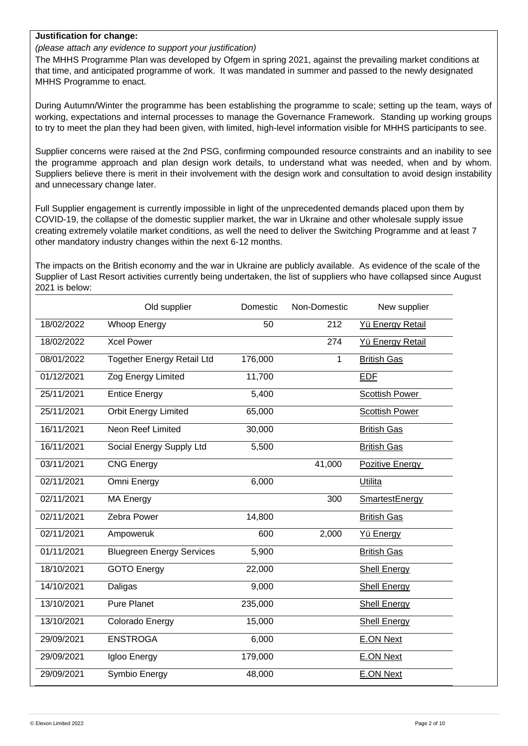**Justification for change:**

*(please attach any evidence to support your justification)*

The MHHS Programme Plan was developed by Ofgem in spring 2021, against the prevailing market conditions at that time, and anticipated programme of work. It was mandated in summer and passed to the newly designated MHHS Programme to enact.

During Autumn/Winter the programme has been establishing the programme to scale; setting up the team, ways of working, expectations and internal processes to manage the Governance Framework. Standing up working groups to try to meet the plan they had been given, with limited, high-level information visible for MHHS participants to see.

Supplier concerns were raised at the 2nd PSG, confirming compounded resource constraints and an inability to see the programme approach and plan design work details, to understand what was needed, when and by whom. Suppliers believe there is merit in their involvement with the design work and consultation to avoid design instability and unnecessary change later.

Full Supplier engagement is currently impossible in light of the unprecedented demands placed upon them by COVID-19, the collapse of the domestic supplier market, the war in Ukraine and other wholesale supply issue creating extremely volatile market conditions, as well the need to deliver the Switching Programme and at least 7 other mandatory industry changes within the next 6-12 months.

The impacts on the British economy and the war in Ukraine are publicly available. As evidence of the scale of the Supplier of Last Resort activities currently being undertaken, the list of suppliers who have collapsed since August 2021 is below:

| | Old supplier | Domestic | Non-Domestic | New supplier |
|---|---|---|---|---|
| 18/02/2022 | Whoop Energy | 50 | 212 | Yü Energy Retail |
| 18/02/2022 | Xcel Power | | 274 | Yü Energy Retail |
| 08/01/2022 | Together Energy Retail Ltd | 176,000 | 1 | British Gas |
| 01/12/2021 | Zog Energy Limited | 11,700 | | EDF |
| 25/11/2021 | Entice Energy | 5,400 | | Scottish Power |
| 25/11/2021 | Orbit Energy Limited | 65,000 | | Scottish Power |
| 16/11/2021 | Neon Reef Limited | 30,000 | | British Gas |
| 16/11/2021 | Social Energy Supply Ltd | 5,500 | | British Gas |
| 03/11/2021 | CNG Energy | | 41,000 | Pozitive Energy |
| 02/11/2021 | Omni Energy | 6,000 | | Utilita |
| 02/11/2021 | MA Energy | | 300 | SmartestEnergy |
| 02/11/2021 | Zebra Power | 14,800 | | British Gas |
| 02/11/2021 | Ampoweruk | 600 | 2,000 | Yü Energy |
| 01/11/2021 | Bluegreen Energy Services | 5,900 | | British Gas |
| 18/10/2021 | GOTO Energy | 22,000 | | Shell Energy |
| 14/10/2021 | Daligas | 9,000 | | Shell Energy |
| 13/10/2021 | Pure Planet | 235,000 | | Shell Energy |
| 13/10/2021 | Colorado Energy | 15,000 | | Shell Energy |
| 29/09/2021 | ENSTROGA | 6,000 | | E.ON Next |
| 29/09/2021 | Igloo Energy | 179,000 | | E.ON Next |
| 29/09/2021 | Symbio Energy | 48,000 | | E.ON Next |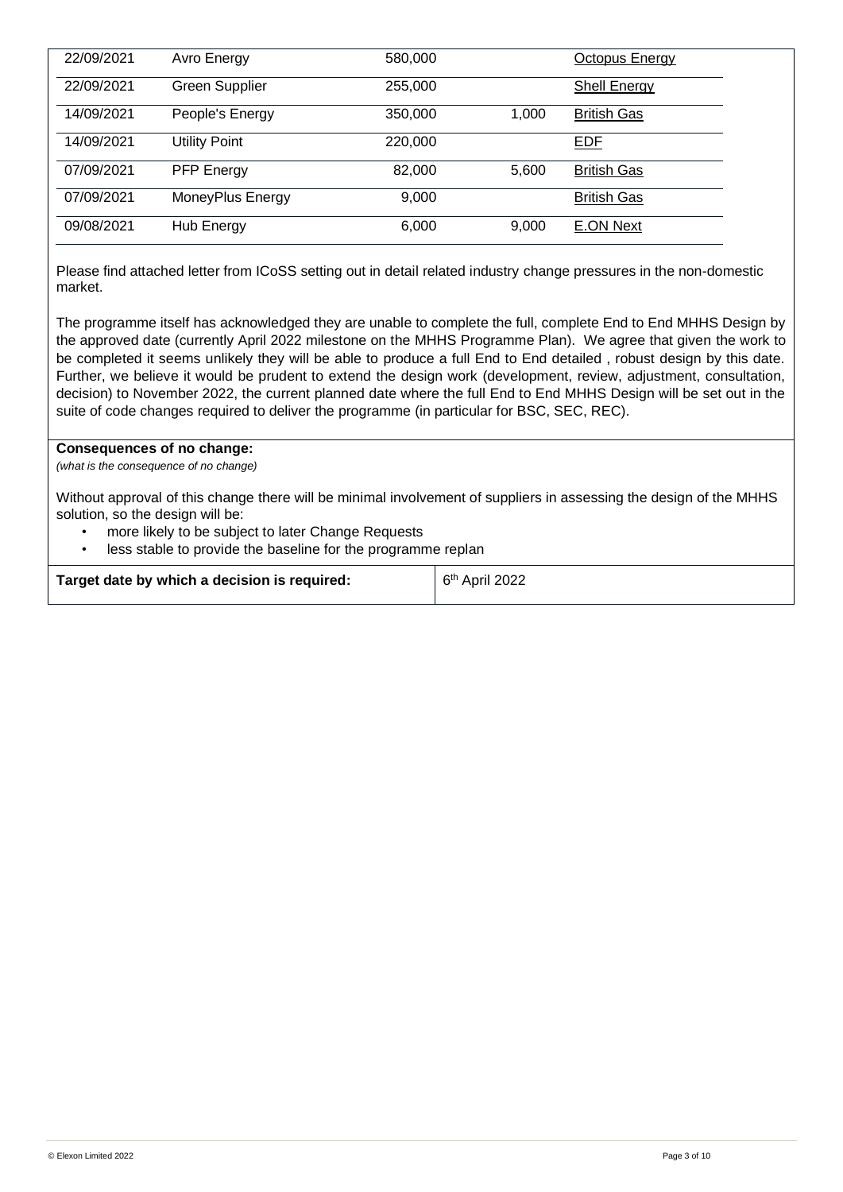| 22/09/2021 | Avro Energy | 580,000 | | Octopus Energy |
|---|---|---|---|---|
| 22/09/2021 | Green Supplier | 255,000 | | Shell Energy |
| 14/09/2021 | People's Energy | 350,000 | 1,000 | British Gas |
| 14/09/2021 | Utility Point | 220,000 | | EDF |
| 07/09/2021 | PFP Energy | 82,000 | 5,600 | British Gas |
| 07/09/2021 | MoneyPlus Energy | 9,000 | | British Gas |
| 09/08/2021 | Hub Energy | 6,000 | 9,000 | E.ON Next |

Please find attached letter from ICoSS setting out in detail related industry change pressures in the non-domestic market.

The programme itself has acknowledged they are unable to complete the full, complete End to End MHHS Design by the approved date (currently April 2022 milestone on the MHHS Programme Plan). We agree that given the work to be completed it seems unlikely they will be able to produce a full End to End detailed , robust design by this date. Further, we believe it would be prudent to extend the design work (development, review, adjustment, consultation, decision) to November 2022, the current planned date where the full End to End MHHS Design will be set out in the suite of code changes required to deliver the programme (in particular for BSC, SEC, REC).

**Consequences of no change:**
*(what is the consequence of no change)*

Without approval of this change there will be minimal involvement of suppliers in assessing the design of the MHHS solution, so the design will be:

- more likely to be subject to later Change Requests
- less stable to provide the baseline for the programme replan

| **Target date by which a decision is required:** | 6th April 2022 |
|---|---|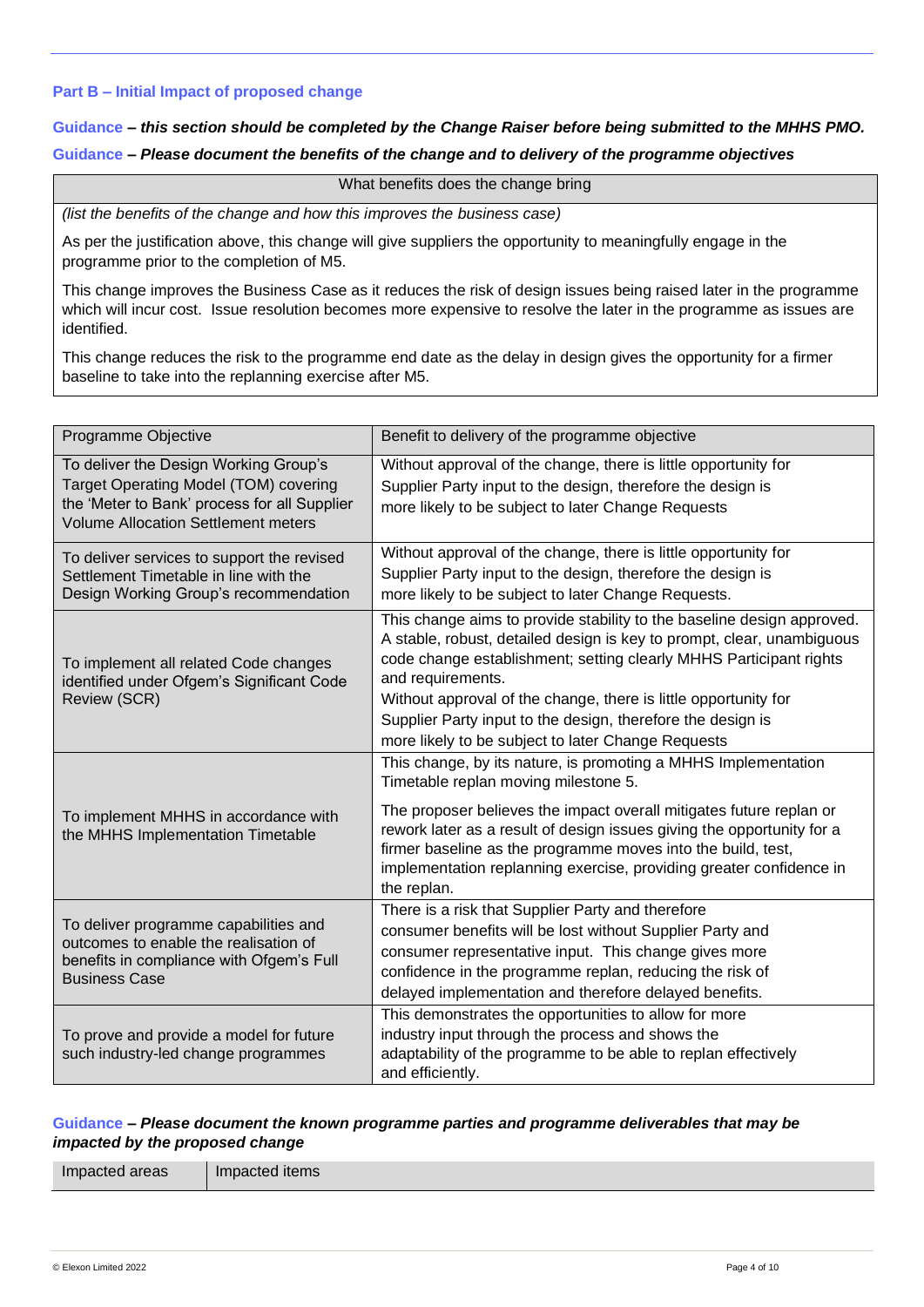### Part B – Initial Impact of proposed change

**Guidance – *this section should be completed by the Change Raiser before being submitted to the MHHS PMO.***

**Guidance – *Please document the benefits of the change and to delivery of the programme objectives***

| What benefits does the change bring |
|---|
| *(list the benefits of the change and how this improves the business case)*<br><br>As per the justification above, this change will give suppliers the opportunity to meaningfully engage in the programme prior to the completion of M5.<br><br>This change improves the Business Case as it reduces the risk of design issues being raised later in the programme which will incur cost. Issue resolution becomes more expensive to resolve the later in the programme as issues are identified.<br><br>This change reduces the risk to the programme end date as the delay in design gives the opportunity for a firmer baseline to take into the replanning exercise after M5. |

| Programme Objective | Benefit to delivery of the programme objective |
|---|---|
| To deliver the Design Working Group's Target Operating Model (TOM) covering the 'Meter to Bank' process for all Supplier Volume Allocation Settlement meters | Without approval of the change, there is little opportunity for Supplier Party input to the design, therefore the design is more likely to be subject to later Change Requests |
| To deliver services to support the revised Settlement Timetable in line with the Design Working Group's recommendation | Without approval of the change, there is little opportunity for Supplier Party input to the design, therefore the design is more likely to be subject to later Change Requests. |
| To implement all related Code changes identified under Ofgem's Significant Code Review (SCR) | This change aims to provide stability to the baseline design approved. A stable, robust, detailed design is key to prompt, clear, unambiguous code change establishment; setting clearly MHHS Participant rights and requirements.<br>Without approval of the change, there is little opportunity for Supplier Party input to the design, therefore the design is more likely to be subject to later Change Requests |
| To implement MHHS in accordance with the MHHS Implementation Timetable | This change, by its nature, is promoting a MHHS Implementation Timetable replan moving milestone 5.<br><br>The proposer believes the impact overall mitigates future replan or rework later as a result of design issues giving the opportunity for a firmer baseline as the programme moves into the build, test, implementation replanning exercise, providing greater confidence in the replan. |
| To deliver programme capabilities and outcomes to enable the realisation of benefits in compliance with Ofgem's Full Business Case | There is a risk that Supplier Party and therefore consumer benefits will be lost without Supplier Party and consumer representative input. This change gives more confidence in the programme replan, reducing the risk of delayed implementation and therefore delayed benefits. |
| To prove and provide a model for future such industry-led change programmes | This demonstrates the opportunities to allow for more industry input through the process and shows the adaptability of the programme to be able to replan effectively and efficiently. |

**Guidance – *Please document the known programme parties and programme deliverables that may be impacted by the proposed change***

| Impacted areas | Impacted items |
|---|---|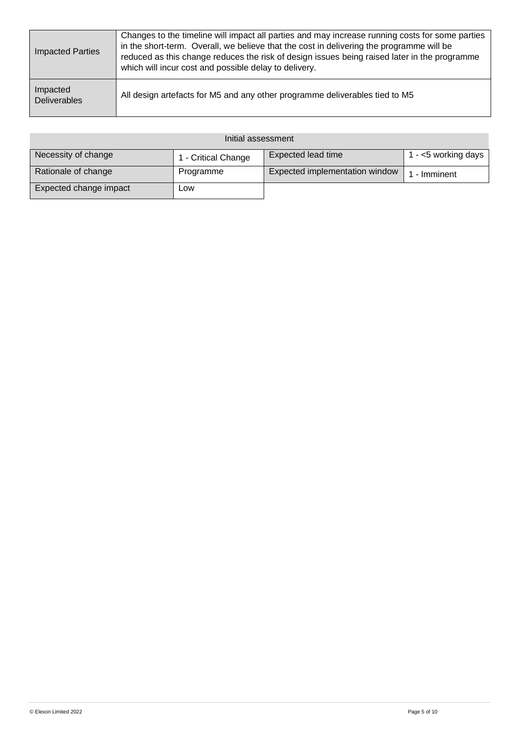| | |
|---|---|
| Impacted Parties | Changes to the timeline will impact all parties and may increase running costs for some parties in the short-term. Overall, we believe that the cost in delivering the programme will be reduced as this change reduces the risk of design issues being raised later in the programme which will incur cost and possible delay to delivery. |
| Impacted Deliverables | All design artefacts for M5 and any other programme deliverables tied to M5 |

| Initial assessment | | | |
|---|---|---|---|
| Necessity of change | 1 - Critical Change | Expected lead time | 1 - <5 working days |
| Rationale of change | Programme | Expected implementation window | 1 - Imminent |
| Expected change impact | Low | | |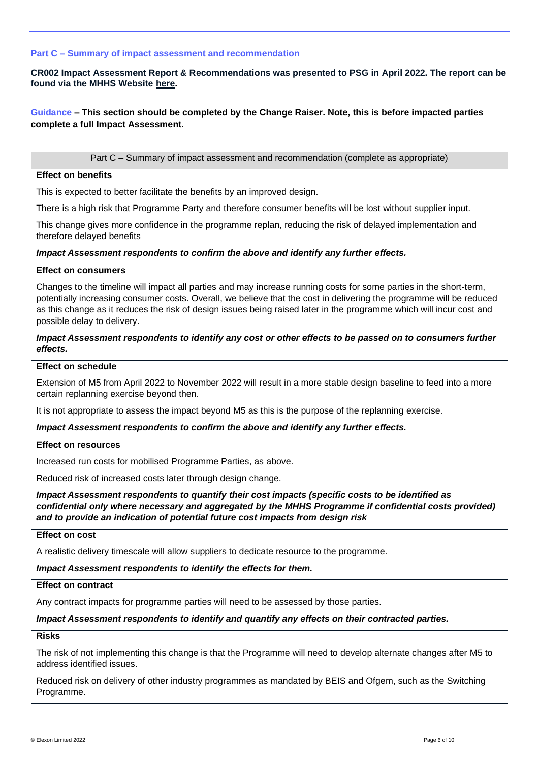### Part C – Summary of impact assessment and recommendation

**CR002 Impact Assessment Report & Recommendations was presented to PSG in April 2022. The report can be found via the MHHS Website here.**

**Guidance – This section should be completed by the Change Raiser. Note, this is before impacted parties complete a full Impact Assessment.**

| Part C – Summary of impact assessment and recommendation (complete as appropriate) |
| --- |
| **Effect on benefits** |
| This is expected to better facilitate the benefits by an improved design.<br><br>There is a high risk that Programme Party and therefore consumer benefits will be lost without supplier input.<br><br>This change gives more confidence in the programme replan, reducing the risk of delayed implementation and therefore delayed benefits<br><br>***Impact Assessment respondents to confirm the above and identify any further effects.*** |
| **Effect on consumers** |
| Changes to the timeline will impact all parties and may increase running costs for some parties in the short-term, potentially increasing consumer costs. Overall, we believe that the cost in delivering the programme will be reduced as this change as it reduces the risk of design issues being raised later in the programme which will incur cost and possible delay to delivery.<br><br>***Impact Assessment respondents to identify any cost or other effects to be passed on to consumers further effects.*** |
| **Effect on schedule** |
| Extension of M5 from April 2022 to November 2022 will result in a more stable design baseline to feed into a more certain replanning exercise beyond then.<br><br>It is not appropriate to assess the impact beyond M5 as this is the purpose of the replanning exercise.<br><br>***Impact Assessment respondents to confirm the above and identify any further effects.*** |
| **Effect on resources** |
| Increased run costs for mobilised Programme Parties, as above.<br><br>Reduced risk of increased costs later through design change.<br><br>***Impact Assessment respondents to quantify their cost impacts (specific costs to be identified as confidential only where necessary and aggregated by the MHHS Programme if confidential costs provided) and to provide an indication of potential future cost impacts from design risk*** |
| **Effect on cost** |
| A realistic delivery timescale will allow suppliers to dedicate resource to the programme.<br><br>***Impact Assessment respondents to identify the effects for them.*** |
| **Effect on contract** |
| Any contract impacts for programme parties will need to be assessed by those parties.<br><br>***Impact Assessment respondents to identify and quantify any effects on their contracted parties.*** |
| **Risks** |
| The risk of not implementing this change is that the Programme will need to develop alternate changes after M5 to address identified issues.<br><br>Reduced risk on delivery of other industry programmes as mandated by BEIS and Ofgem, such as the Switching Programme. |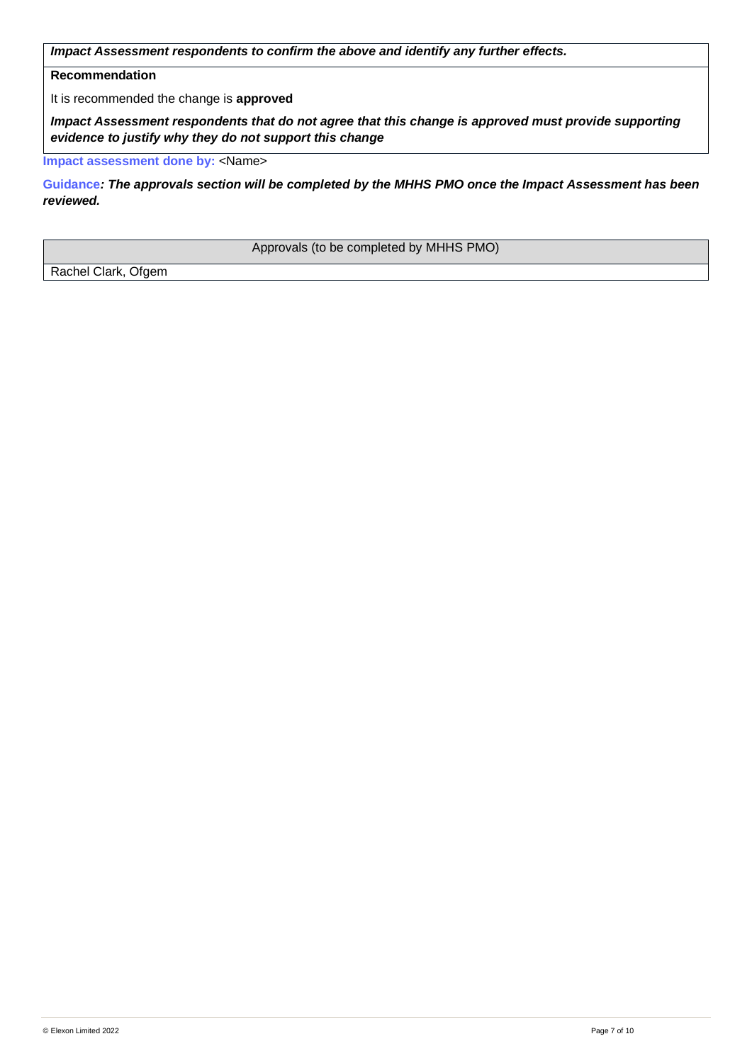| ***Impact Assessment respondents to confirm the above and identify any further effects.*** |
| --- |
| **Recommendation**<br><br>It is recommended the change is **approved**<br><br>***Impact Assessment respondents that do not agree that this change is approved must provide supporting evidence to justify why they do not support this change*** |

**Impact assessment done by:** <Name>

**Guidance*****: The approvals section will be completed by the MHHS PMO once the Impact Assessment has been reviewed.***

| Approvals (to be completed by MHHS PMO) |
| --- |
| Rachel Clark, Ofgem |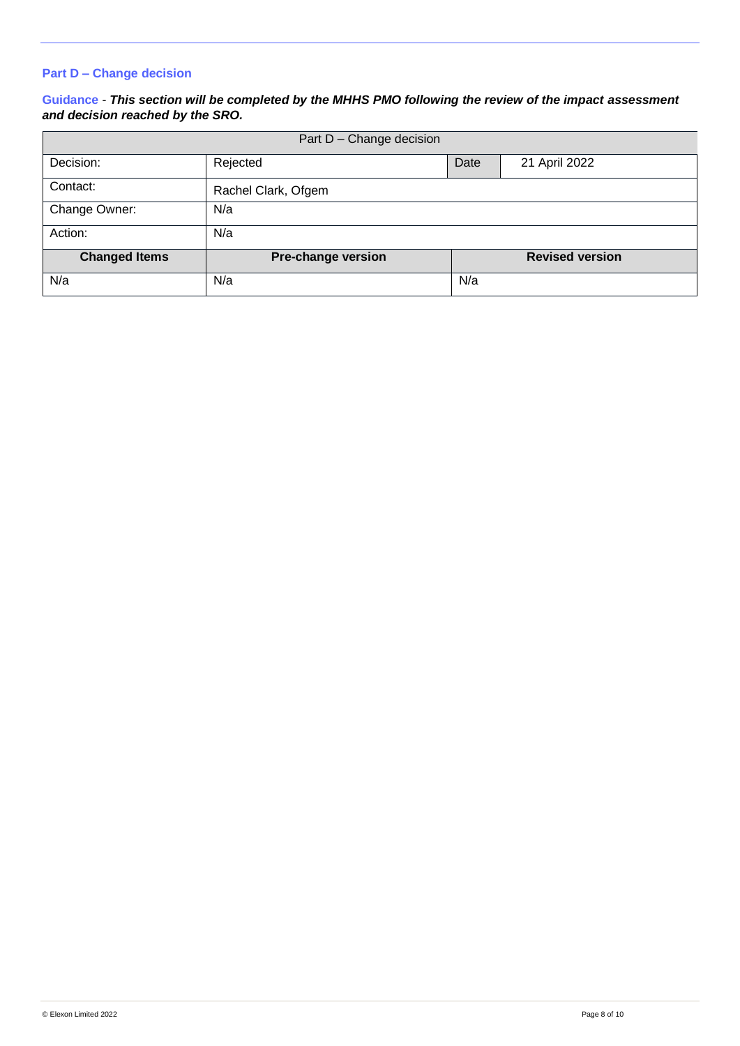### Part D – Change decision

**Guidance** - ***This section will be completed by the MHHS PMO following the review of the impact assessment and decision reached by the SRO.***

| Part D – Change decision | | | |
|---|---|---|---|
| Decision: | Rejected | Date | 21 April 2022 |
| Contact: | Rachel Clark, Ofgem | | |
| Change Owner: | N/a | | |
| Action: | N/a | | |
| **Changed Items** | **Pre-change version** | **Revised version** | |
| N/a | N/a | N/a | |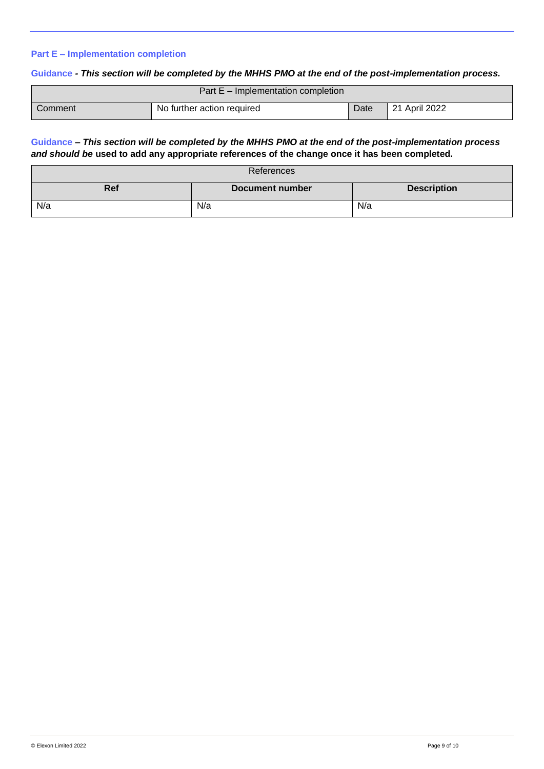### Part E – Implementation completion

**Guidance** - ***This section will be completed by the MHHS PMO at the end of the post-implementation process.***

| Part E – Implementation completion | | | |
|---|---|---|---|
| Comment | No further action required | Date | 21 April 2022 |

**Guidance** – ***This section will be completed by the MHHS PMO at the end of the post-implementation process and should be*** **used to add any appropriate references of the change once it has been completed.**

| References | | |
|---|---|---|
| **Ref** | **Document number** | **Description** |
| N/a | N/a | N/a |